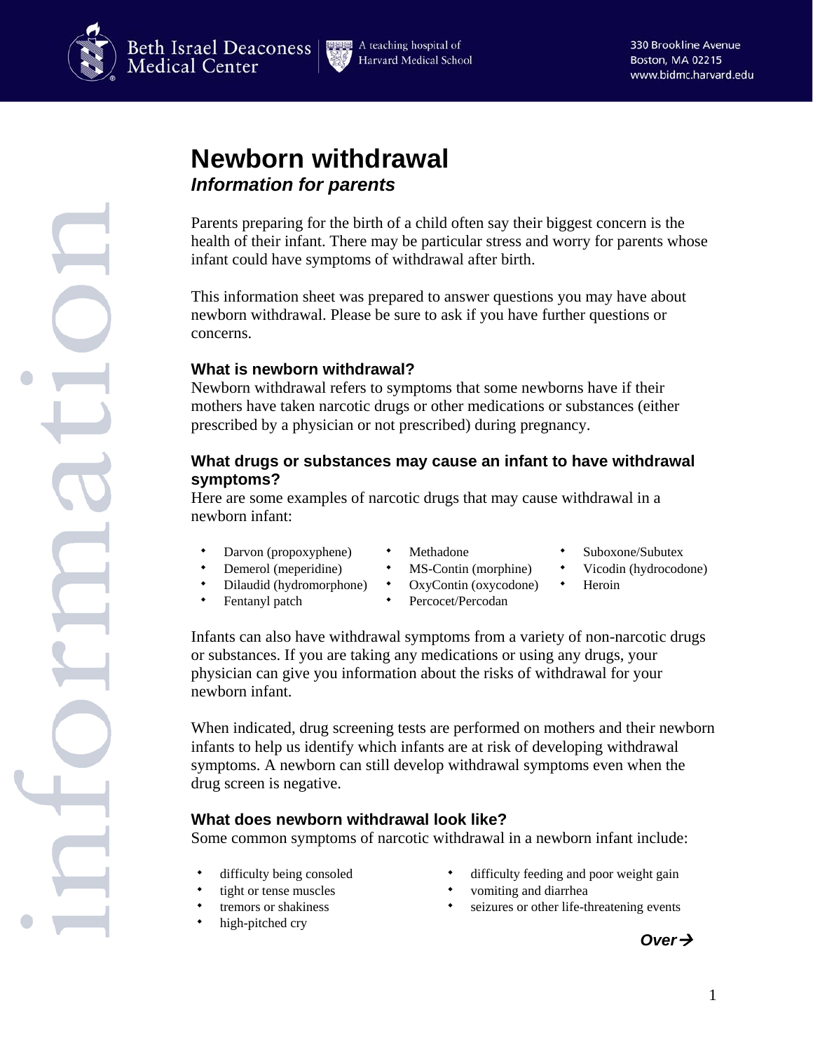# Newborn withdrawal

***Information for parents***

Parents preparing for the birth of a child often say their biggest concern is the health of their infant. There may be particular stress and worry for parents whose infant could have symptoms of withdrawal after birth.

This information sheet was prepared to answer questions you may have about newborn withdrawal. Please be sure to ask if you have further questions or concerns.

## What is newborn withdrawal?

Newborn withdrawal refers to symptoms that some newborns have if their mothers have taken narcotic drugs or other medications or substances (either prescribed by a physician or not prescribed) during pregnancy.

## What drugs or substances may cause an infant to have withdrawal symptoms?

Here are some examples of narcotic drugs that may cause withdrawal in a newborn infant:

- Darvon (propoxyphene)
- Demerol (meperidine)
- Dilaudid (hydromorphone)
- Fentanyl patch
- Methadone
- MS-Contin (morphine)
- OxyContin (oxycodone)
- Percocet/Percodan
- Suboxone/Subutex
- Vicodin (hydrocodone)
- Heroin

Infants can also have withdrawal symptoms from a variety of non-narcotic drugs or substances. If you are taking any medications or using any drugs, your physician can give you information about the risks of withdrawal for your newborn infant.

When indicated, drug screening tests are performed on mothers and their newborn infants to help us identify which infants are at risk of developing withdrawal symptoms. A newborn can still develop withdrawal symptoms even when the drug screen is negative.

## What does newborn withdrawal look like?

Some common symptoms of narcotic withdrawal in a newborn infant include:

- difficulty being consoled
- tight or tense muscles
- tremors or shakiness
- high-pitched cry
- difficulty feeding and poor weight gain
- vomiting and diarrhea
- seizures or other life-threatening events

***Over→***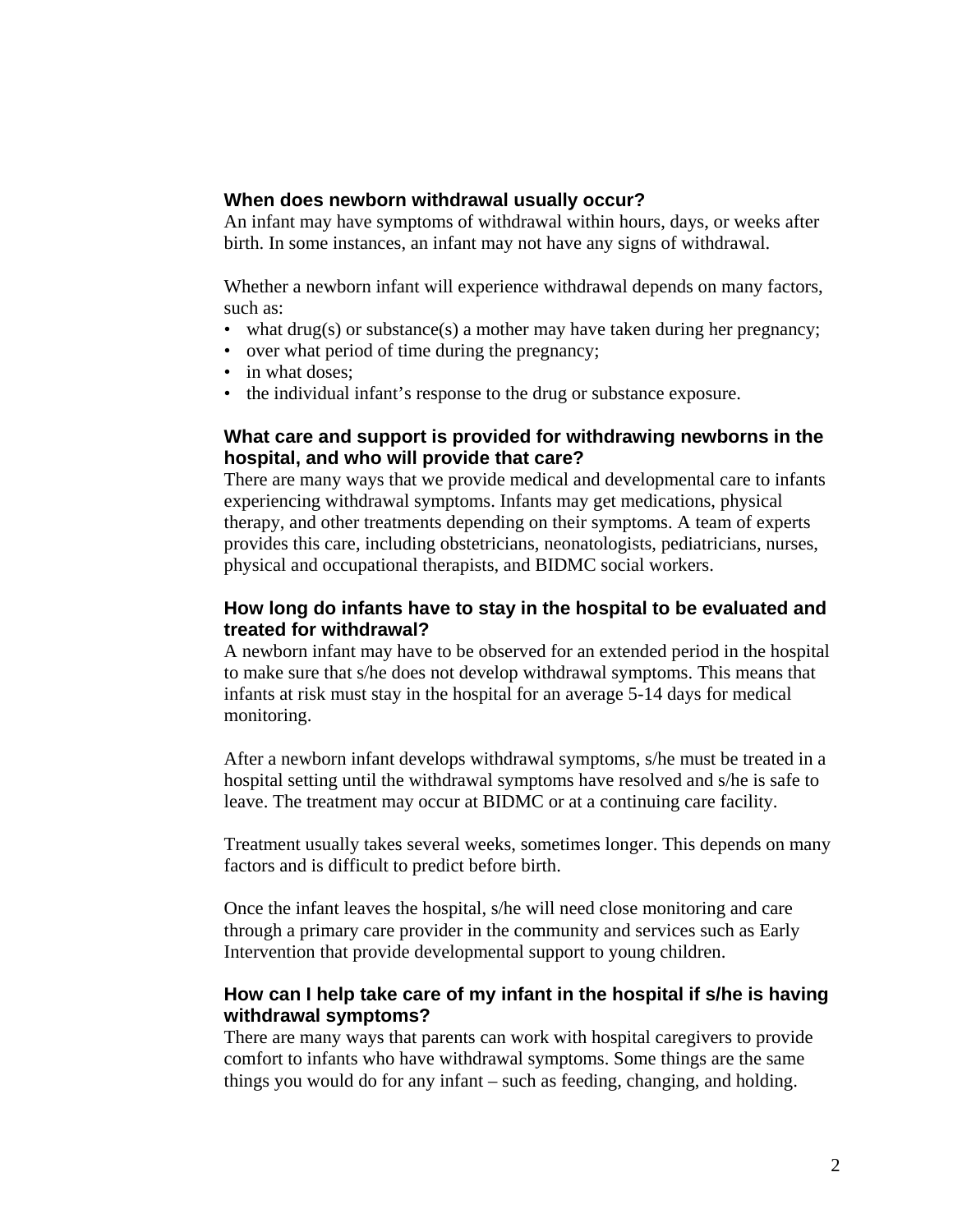### When does newborn withdrawal usually occur?

An infant may have symptoms of withdrawal within hours, days, or weeks after birth. In some instances, an infant may not have any signs of withdrawal.

Whether a newborn infant will experience withdrawal depends on many factors, such as:

- what drug(s) or substance(s) a mother may have taken during her pregnancy;
- over what period of time during the pregnancy;
- in what doses;
- the individual infant's response to the drug or substance exposure.

### What care and support is provided for withdrawing newborns in the hospital, and who will provide that care?

There are many ways that we provide medical and developmental care to infants experiencing withdrawal symptoms. Infants may get medications, physical therapy, and other treatments depending on their symptoms. A team of experts provides this care, including obstetricians, neonatologists, pediatricians, nurses, physical and occupational therapists, and BIDMC social workers.

### How long do infants have to stay in the hospital to be evaluated and treated for withdrawal?

A newborn infant may have to be observed for an extended period in the hospital to make sure that s/he does not develop withdrawal symptoms. This means that infants at risk must stay in the hospital for an average 5-14 days for medical monitoring.

After a newborn infant develops withdrawal symptoms, s/he must be treated in a hospital setting until the withdrawal symptoms have resolved and s/he is safe to leave. The treatment may occur at BIDMC or at a continuing care facility.

Treatment usually takes several weeks, sometimes longer. This depends on many factors and is difficult to predict before birth.

Once the infant leaves the hospital, s/he will need close monitoring and care through a primary care provider in the community and services such as Early Intervention that provide developmental support to young children.

### How can I help take care of my infant in the hospital if s/he is having withdrawal symptoms?

There are many ways that parents can work with hospital caregivers to provide comfort to infants who have withdrawal symptoms. Some things are the same things you would do for any infant – such as feeding, changing, and holding.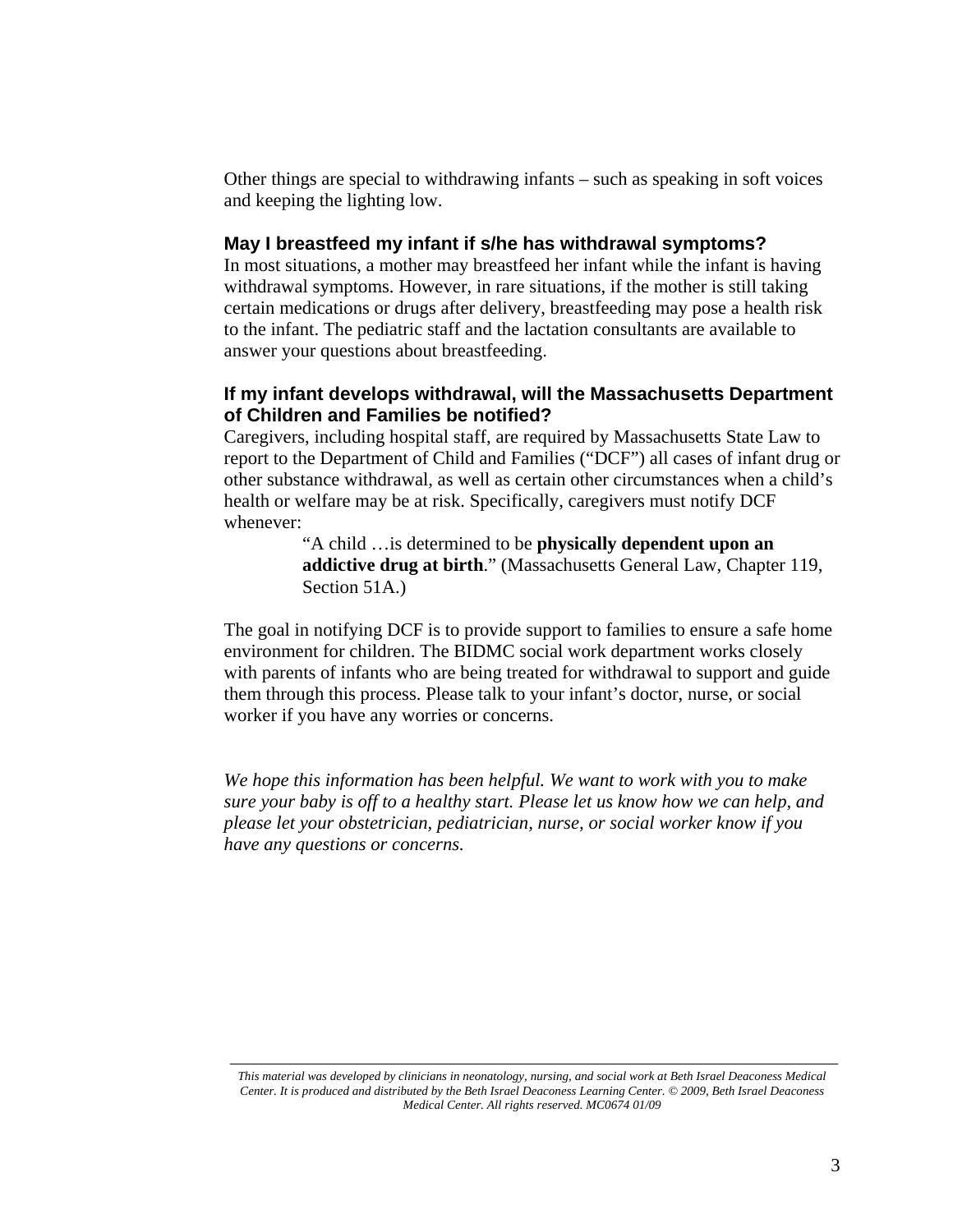Other things are special to withdrawing infants – such as speaking in soft voices and keeping the lighting low.

### May I breastfeed my infant if s/he has withdrawal symptoms?

In most situations, a mother may breastfeed her infant while the infant is having withdrawal symptoms. However, in rare situations, if the mother is still taking certain medications or drugs after delivery, breastfeeding may pose a health risk to the infant. The pediatric staff and the lactation consultants are available to answer your questions about breastfeeding.

### If my infant develops withdrawal, will the Massachusetts Department of Children and Families be notified?

Caregivers, including hospital staff, are required by Massachusetts State Law to report to the Department of Child and Families ("DCF") all cases of infant drug or other substance withdrawal, as well as certain other circumstances when a child's health or welfare may be at risk. Specifically, caregivers must notify DCF whenever:

> "A child …is determined to be **physically dependent upon an addictive drug at birth**." (Massachusetts General Law, Chapter 119, Section 51A.)

The goal in notifying DCF is to provide support to families to ensure a safe home environment for children. The BIDMC social work department works closely with parents of infants who are being treated for withdrawal to support and guide them through this process. Please talk to your infant's doctor, nurse, or social worker if you have any worries or concerns.

*We hope this information has been helpful. We want to work with you to make sure your baby is off to a healthy start. Please let us know how we can help, and please let your obstetrician, pediatrician, nurse, or social worker know if you have any questions or concerns.*

---

*This material was developed by clinicians in neonatology, nursing, and social work at Beth Israel Deaconess Medical Center. It is produced and distributed by the Beth Israel Deaconess Learning Center. © 2009, Beth Israel Deaconess Medical Center. All rights reserved. MC0674 01/09*